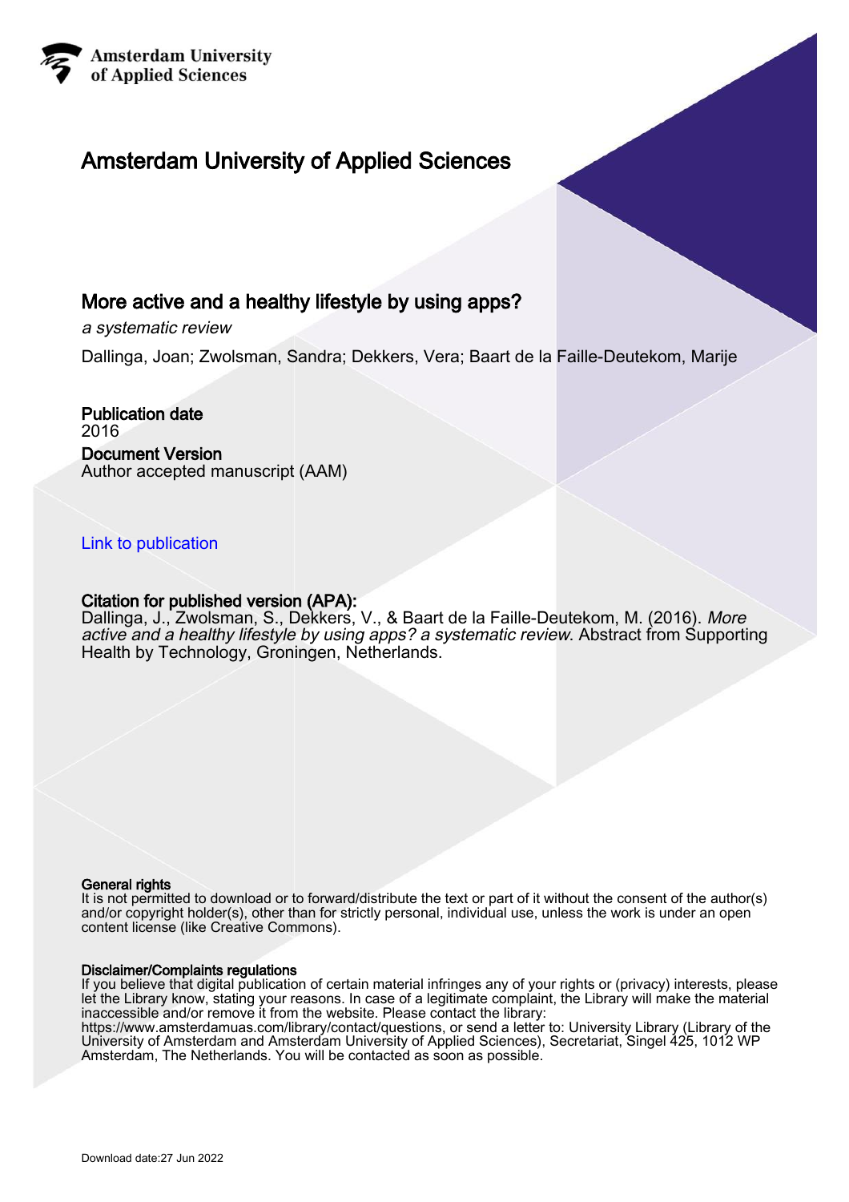Amsterdam University of Applied Sciences

# Amsterdam University of Applied Sciences

## More active and a healthy lifestyle by using apps?

*a systematic review*

Dallinga, Joan; Zwolsman, Sandra; Dekkers, Vera; Baart de la Faille-Deutekom, Marije

**Publication date**
2016

**Document Version**
Author accepted manuscript (AAM)

Link to publication

**Citation for published version (APA):**
Dallinga, J., Zwolsman, S., Dekkers, V., & Baart de la Faille-Deutekom, M. (2016). *More active and a healthy lifestyle by using apps? a systematic review.* Abstract from Supporting Health by Technology, Groningen, Netherlands.

**General rights**
It is not permitted to download or to forward/distribute the text or part of it without the consent of the author(s) and/or copyright holder(s), other than for strictly personal, individual use, unless the work is under an open content license (like Creative Commons).

**Disclaimer/Complaints regulations**
If you believe that digital publication of certain material infringes any of your rights or (privacy) interests, please let the Library know, stating your reasons. In case of a legitimate complaint, the Library will make the material inaccessible and/or remove it from the website. Please contact the library: https://www.amsterdamuas.com/library/contact/questions, or send a letter to: University Library (Library of the University of Amsterdam and Amsterdam University of Applied Sciences), Secretariat, Singel 425, 1012 WP Amsterdam, The Netherlands. You will be contacted as soon as possible.

Download date:27 Jun 2022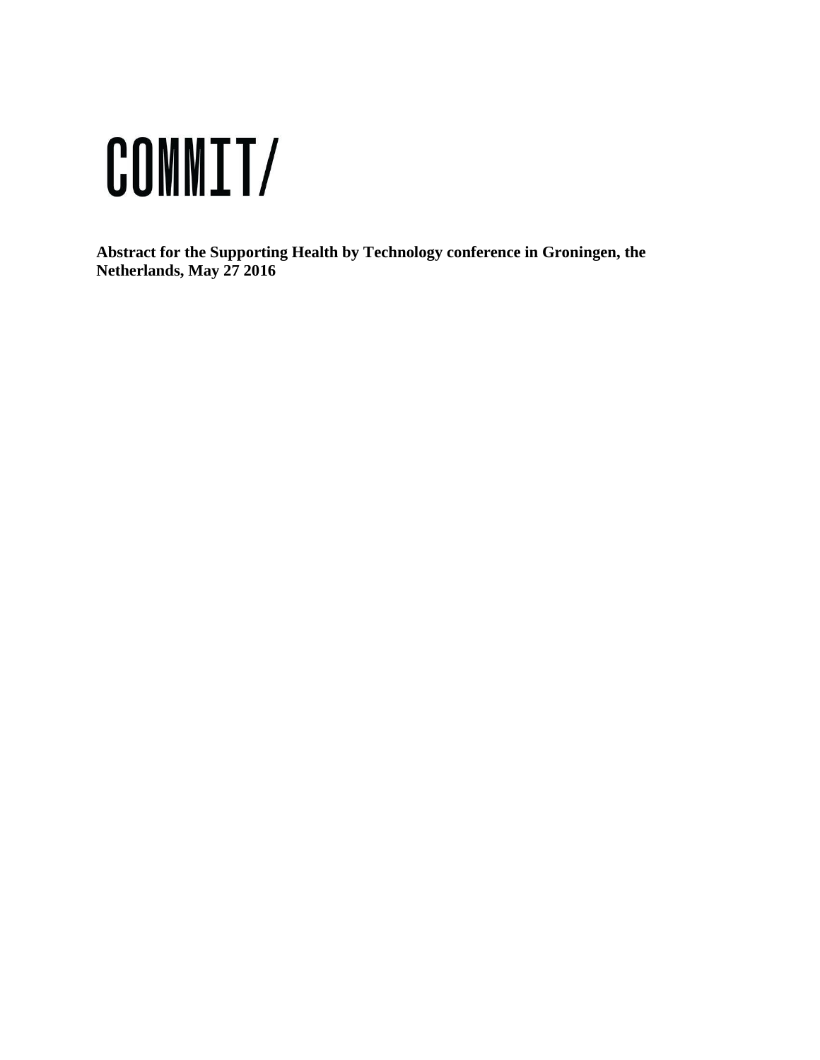# COMMIT/

**Abstract for the Supporting Health by Technology conference in Groningen, the Netherlands, May 27 2016**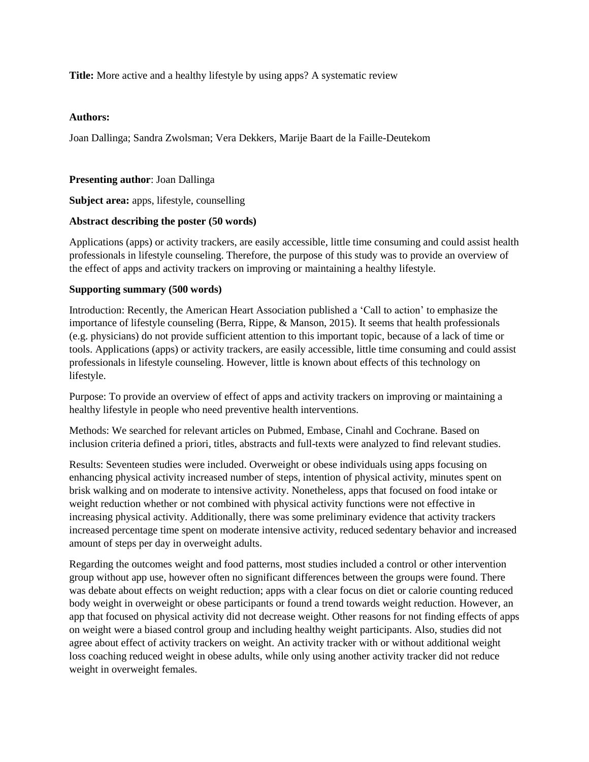**Title:** More active and a healthy lifestyle by using apps? A systematic review

**Authors:**

Joan Dallinga; Sandra Zwolsman; Vera Dekkers, Marije Baart de la Faille-Deutekom

**Presenting author**: Joan Dallinga

**Subject area:** apps, lifestyle, counselling

**Abstract describing the poster (50 words)**

Applications (apps) or activity trackers, are easily accessible, little time consuming and could assist health professionals in lifestyle counseling. Therefore, the purpose of this study was to provide an overview of the effect of apps and activity trackers on improving or maintaining a healthy lifestyle.

**Supporting summary (500 words)**

Introduction: Recently, the American Heart Association published a 'Call to action' to emphasize the importance of lifestyle counseling (Berra, Rippe, & Manson, 2015). It seems that health professionals (e.g. physicians) do not provide sufficient attention to this important topic, because of a lack of time or tools. Applications (apps) or activity trackers, are easily accessible, little time consuming and could assist professionals in lifestyle counseling. However, little is known about effects of this technology on lifestyle.

Purpose: To provide an overview of effect of apps and activity trackers on improving or maintaining a healthy lifestyle in people who need preventive health interventions.

Methods: We searched for relevant articles on Pubmed, Embase, Cinahl and Cochrane. Based on inclusion criteria defined a priori, titles, abstracts and full-texts were analyzed to find relevant studies.

Results: Seventeen studies were included. Overweight or obese individuals using apps focusing on enhancing physical activity increased number of steps, intention of physical activity, minutes spent on brisk walking and on moderate to intensive activity. Nonetheless, apps that focused on food intake or weight reduction whether or not combined with physical activity functions were not effective in increasing physical activity. Additionally, there was some preliminary evidence that activity trackers increased percentage time spent on moderate intensive activity, reduced sedentary behavior and increased amount of steps per day in overweight adults.

Regarding the outcomes weight and food patterns, most studies included a control or other intervention group without app use, however often no significant differences between the groups were found. There was debate about effects on weight reduction; apps with a clear focus on diet or calorie counting reduced body weight in overweight or obese participants or found a trend towards weight reduction. However, an app that focused on physical activity did not decrease weight. Other reasons for not finding effects of apps on weight were a biased control group and including healthy weight participants. Also, studies did not agree about effect of activity trackers on weight. An activity tracker with or without additional weight loss coaching reduced weight in obese adults, while only using another activity tracker did not reduce weight in overweight females.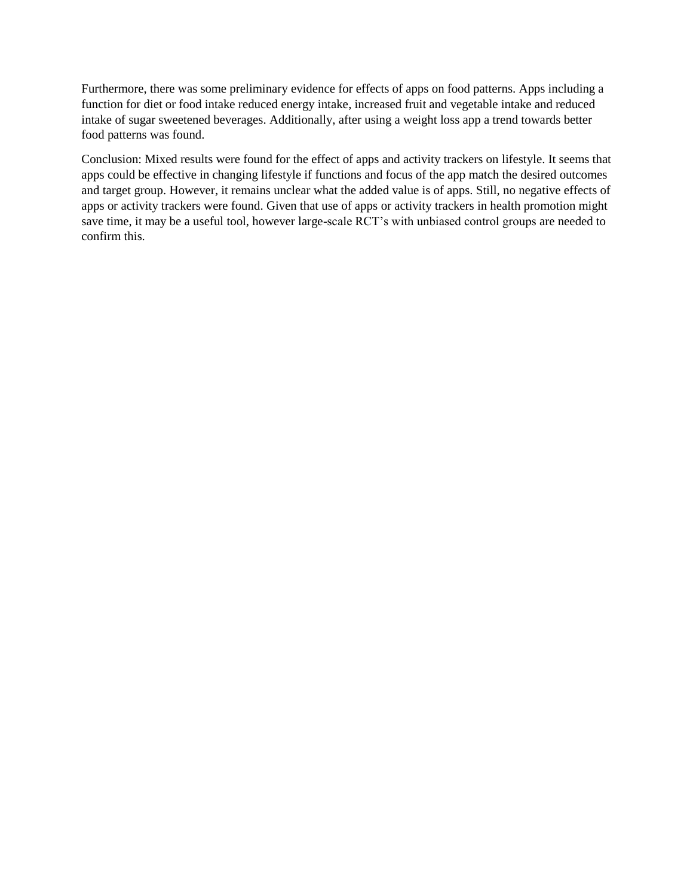Furthermore, there was some preliminary evidence for effects of apps on food patterns. Apps including a function for diet or food intake reduced energy intake, increased fruit and vegetable intake and reduced intake of sugar sweetened beverages. Additionally, after using a weight loss app a trend towards better food patterns was found.

Conclusion: Mixed results were found for the effect of apps and activity trackers on lifestyle. It seems that apps could be effective in changing lifestyle if functions and focus of the app match the desired outcomes and target group. However, it remains unclear what the added value is of apps. Still, no negative effects of apps or activity trackers were found. Given that use of apps or activity trackers in health promotion might save time, it may be a useful tool, however large-scale RCT's with unbiased control groups are needed to confirm this.